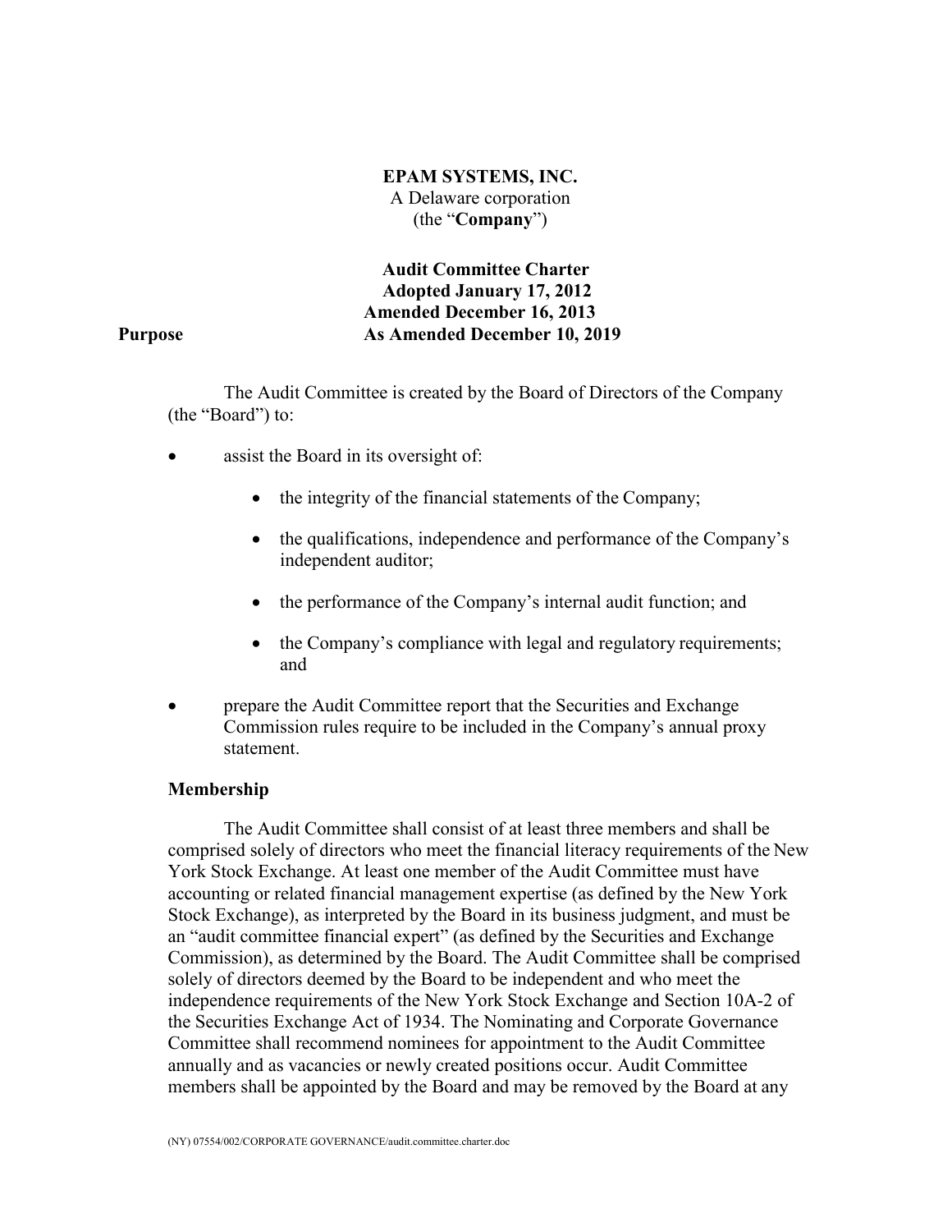**EPAM SYSTEMS, INC.**
A Delaware corporation
(the "**Company**")

**Audit Committee Charter**
**Adopted January 17, 2012**
**Amended December 16, 2013**
**As Amended December 10, 2019**

## Purpose

The Audit Committee is created by the Board of Directors of the Company (the "Board") to:

- assist the Board in its oversight of:
  - the integrity of the financial statements of the Company;
  - the qualifications, independence and performance of the Company's independent auditor;
  - the performance of the Company's internal audit function; and
  - the Company's compliance with legal and regulatory requirements; and
- prepare the Audit Committee report that the Securities and Exchange Commission rules require to be included in the Company's annual proxy statement.

## Membership

The Audit Committee shall consist of at least three members and shall be comprised solely of directors who meet the financial literacy requirements of the New York Stock Exchange. At least one member of the Audit Committee must have accounting or related financial management expertise (as defined by the New York Stock Exchange), as interpreted by the Board in its business judgment, and must be an "audit committee financial expert" (as defined by the Securities and Exchange Commission), as determined by the Board. The Audit Committee shall be comprised solely of directors deemed by the Board to be independent and who meet the independence requirements of the New York Stock Exchange and Section 10A-2 of the Securities Exchange Act of 1934. The Nominating and Corporate Governance Committee shall recommend nominees for appointment to the Audit Committee annually and as vacancies or newly created positions occur. Audit Committee members shall be appointed by the Board and may be removed by the Board at any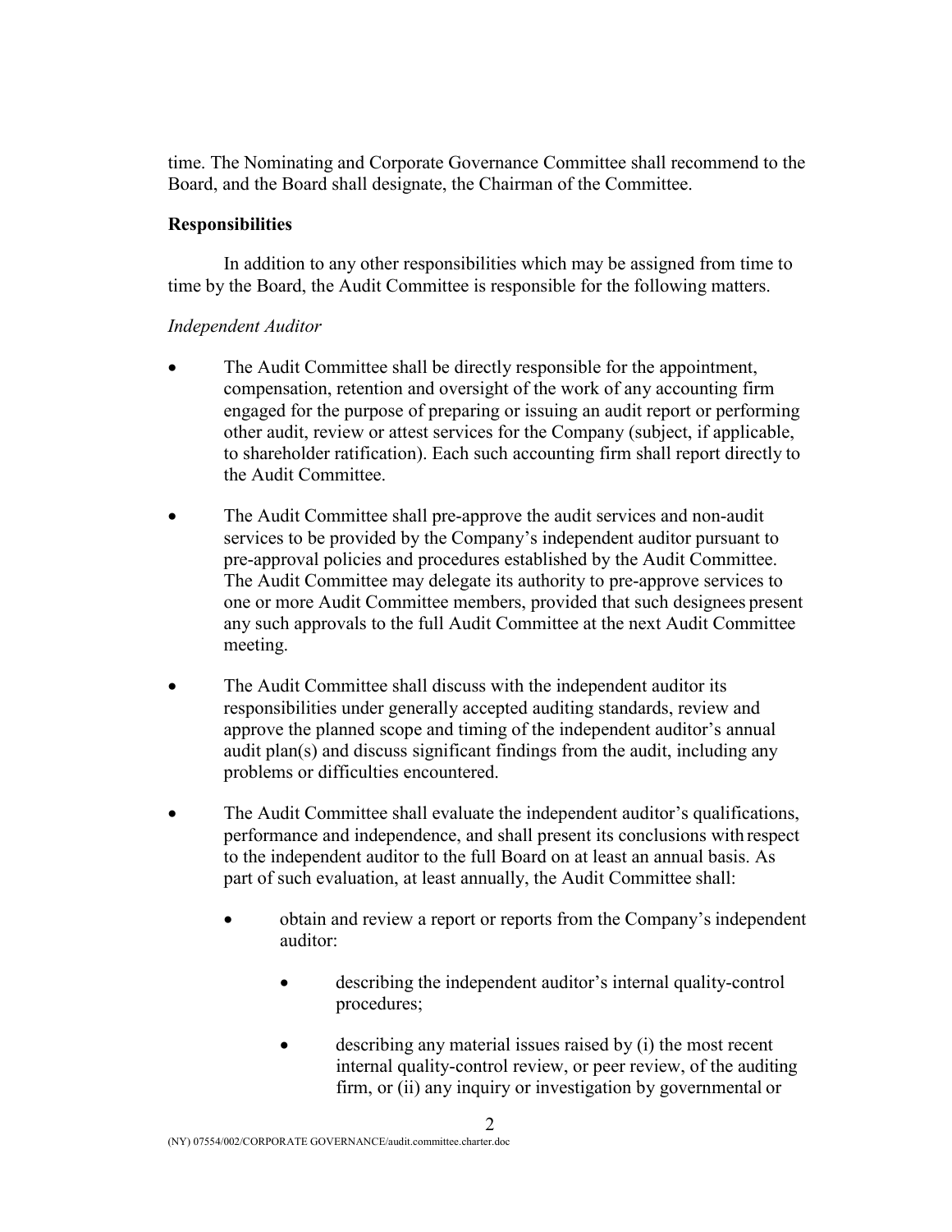time. The Nominating and Corporate Governance Committee shall recommend to the Board, and the Board shall designate, the Chairman of the Committee.

**Responsibilities**

In addition to any other responsibilities which may be assigned from time to time by the Board, the Audit Committee is responsible for the following matters.

*Independent Auditor*

- The Audit Committee shall be directly responsible for the appointment, compensation, retention and oversight of the work of any accounting firm engaged for the purpose of preparing or issuing an audit report or performing other audit, review or attest services for the Company (subject, if applicable, to shareholder ratification). Each such accounting firm shall report directly to the Audit Committee.

- The Audit Committee shall pre-approve the audit services and non-audit services to be provided by the Company's independent auditor pursuant to pre-approval policies and procedures established by the Audit Committee. The Audit Committee may delegate its authority to pre-approve services to one or more Audit Committee members, provided that such designees present any such approvals to the full Audit Committee at the next Audit Committee meeting.

- The Audit Committee shall discuss with the independent auditor its responsibilities under generally accepted auditing standards, review and approve the planned scope and timing of the independent auditor's annual audit plan(s) and discuss significant findings from the audit, including any problems or difficulties encountered.

- The Audit Committee shall evaluate the independent auditor's qualifications, performance and independence, and shall present its conclusions with respect to the independent auditor to the full Board on at least an annual basis. As part of such evaluation, at least annually, the Audit Committee shall:

    - obtain and review a report or reports from the Company's independent auditor:

        - describing the independent auditor's internal quality-control procedures;

        - describing any material issues raised by (i) the most recent internal quality-control review, or peer review, of the auditing firm, or (ii) any inquiry or investigation by governmental or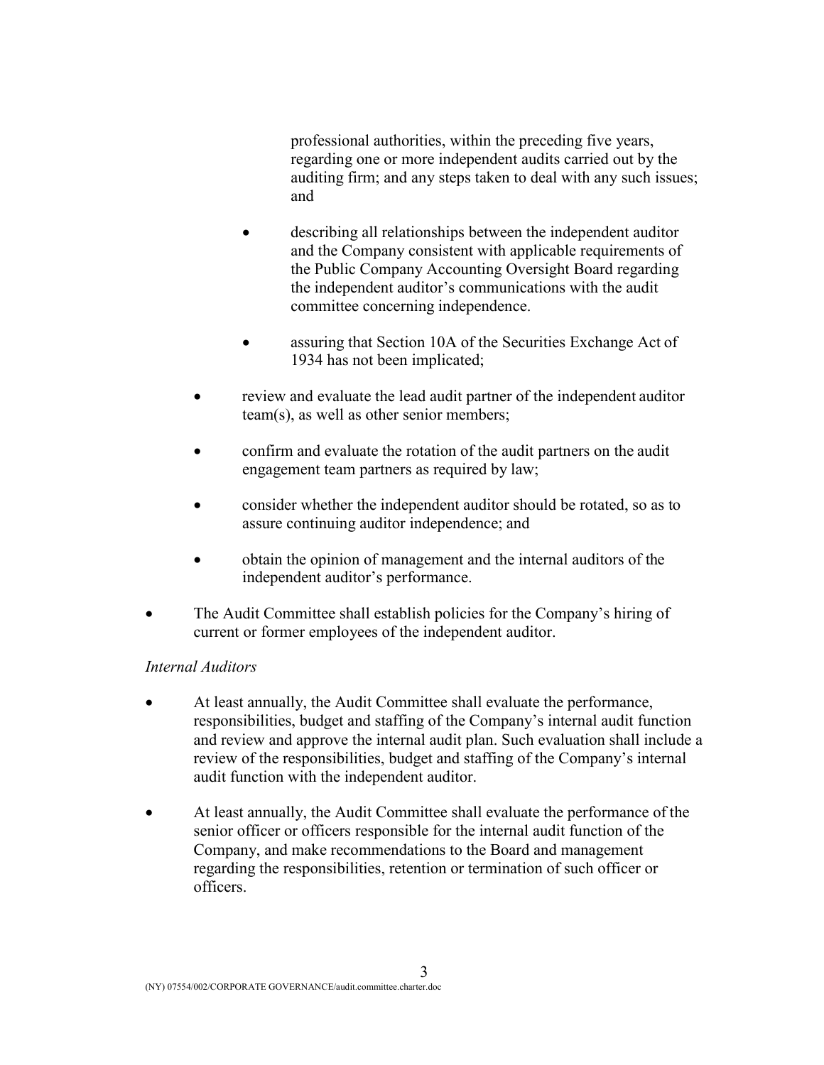professional authorities, within the preceding five years, regarding one or more independent audits carried out by the auditing firm; and any steps taken to deal with any such issues; and

- describing all relationships between the independent auditor and the Company consistent with applicable requirements of the Public Company Accounting Oversight Board regarding the independent auditor's communications with the audit committee concerning independence.
- assuring that Section 10A of the Securities Exchange Act of 1934 has not been implicated;

- review and evaluate the lead audit partner of the independent auditor team(s), as well as other senior members;
- confirm and evaluate the rotation of the audit partners on the audit engagement team partners as required by law;
- consider whether the independent auditor should be rotated, so as to assure continuing auditor independence; and
- obtain the opinion of management and the internal auditors of the independent auditor's performance.

- The Audit Committee shall establish policies for the Company's hiring of current or former employees of the independent auditor.

*Internal Auditors*

- At least annually, the Audit Committee shall evaluate the performance, responsibilities, budget and staffing of the Company's internal audit function and review and approve the internal audit plan. Such evaluation shall include a review of the responsibilities, budget and staffing of the Company's internal audit function with the independent auditor.
- At least annually, the Audit Committee shall evaluate the performance of the senior officer or officers responsible for the internal audit function of the Company, and make recommendations to the Board and management regarding the responsibilities, retention or termination of such officer or officers.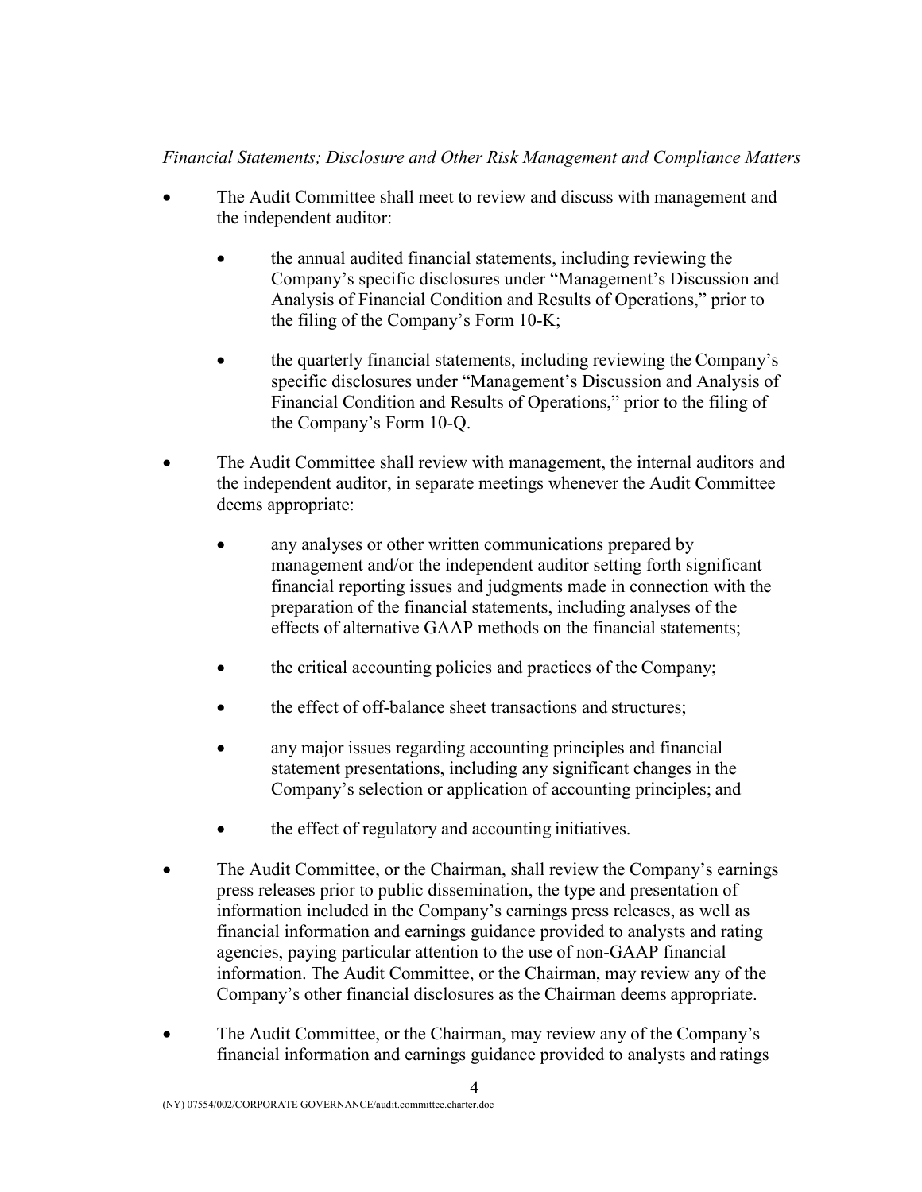*Financial Statements; Disclosure and Other Risk Management and Compliance Matters*

- The Audit Committee shall meet to review and discuss with management and the independent auditor:
  - the annual audited financial statements, including reviewing the Company's specific disclosures under "Management's Discussion and Analysis of Financial Condition and Results of Operations," prior to the filing of the Company's Form 10-K;
  - the quarterly financial statements, including reviewing the Company's specific disclosures under "Management's Discussion and Analysis of Financial Condition and Results of Operations," prior to the filing of the Company's Form 10-Q.
- The Audit Committee shall review with management, the internal auditors and the independent auditor, in separate meetings whenever the Audit Committee deems appropriate:
  - any analyses or other written communications prepared by management and/or the independent auditor setting forth significant financial reporting issues and judgments made in connection with the preparation of the financial statements, including analyses of the effects of alternative GAAP methods on the financial statements;
  - the critical accounting policies and practices of the Company;
  - the effect of off-balance sheet transactions and structures;
  - any major issues regarding accounting principles and financial statement presentations, including any significant changes in the Company's selection or application of accounting principles; and
  - the effect of regulatory and accounting initiatives.
- The Audit Committee, or the Chairman, shall review the Company's earnings press releases prior to public dissemination, the type and presentation of information included in the Company's earnings press releases, as well as financial information and earnings guidance provided to analysts and rating agencies, paying particular attention to the use of non-GAAP financial information. The Audit Committee, or the Chairman, may review any of the Company's other financial disclosures as the Chairman deems appropriate.
- The Audit Committee, or the Chairman, may review any of the Company's financial information and earnings guidance provided to analysts and ratings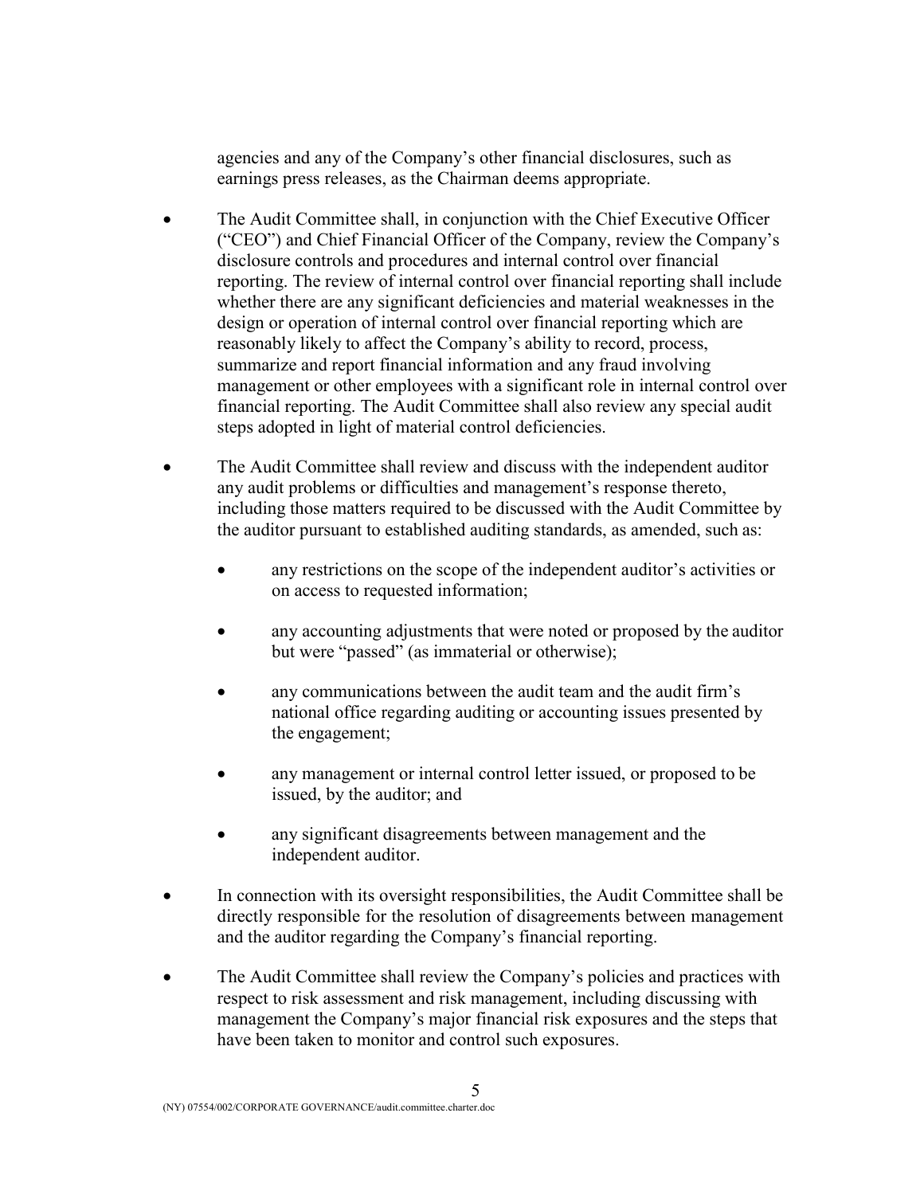agencies and any of the Company's other financial disclosures, such as earnings press releases, as the Chairman deems appropriate.

- The Audit Committee shall, in conjunction with the Chief Executive Officer ("CEO") and Chief Financial Officer of the Company, review the Company's disclosure controls and procedures and internal control over financial reporting. The review of internal control over financial reporting shall include whether there are any significant deficiencies and material weaknesses in the design or operation of internal control over financial reporting which are reasonably likely to affect the Company's ability to record, process, summarize and report financial information and any fraud involving management or other employees with a significant role in internal control over financial reporting. The Audit Committee shall also review any special audit steps adopted in light of material control deficiencies.

- The Audit Committee shall review and discuss with the independent auditor any audit problems or difficulties and management's response thereto, including those matters required to be discussed with the Audit Committee by the auditor pursuant to established auditing standards, as amended, such as:

    - any restrictions on the scope of the independent auditor's activities or on access to requested information;

    - any accounting adjustments that were noted or proposed by the auditor but were "passed" (as immaterial or otherwise);

    - any communications between the audit team and the audit firm's national office regarding auditing or accounting issues presented by the engagement;

    - any management or internal control letter issued, or proposed to be issued, by the auditor; and

    - any significant disagreements between management and the independent auditor.

- In connection with its oversight responsibilities, the Audit Committee shall be directly responsible for the resolution of disagreements between management and the auditor regarding the Company's financial reporting.

- The Audit Committee shall review the Company's policies and practices with respect to risk assessment and risk management, including discussing with management the Company's major financial risk exposures and the steps that have been taken to monitor and control such exposures.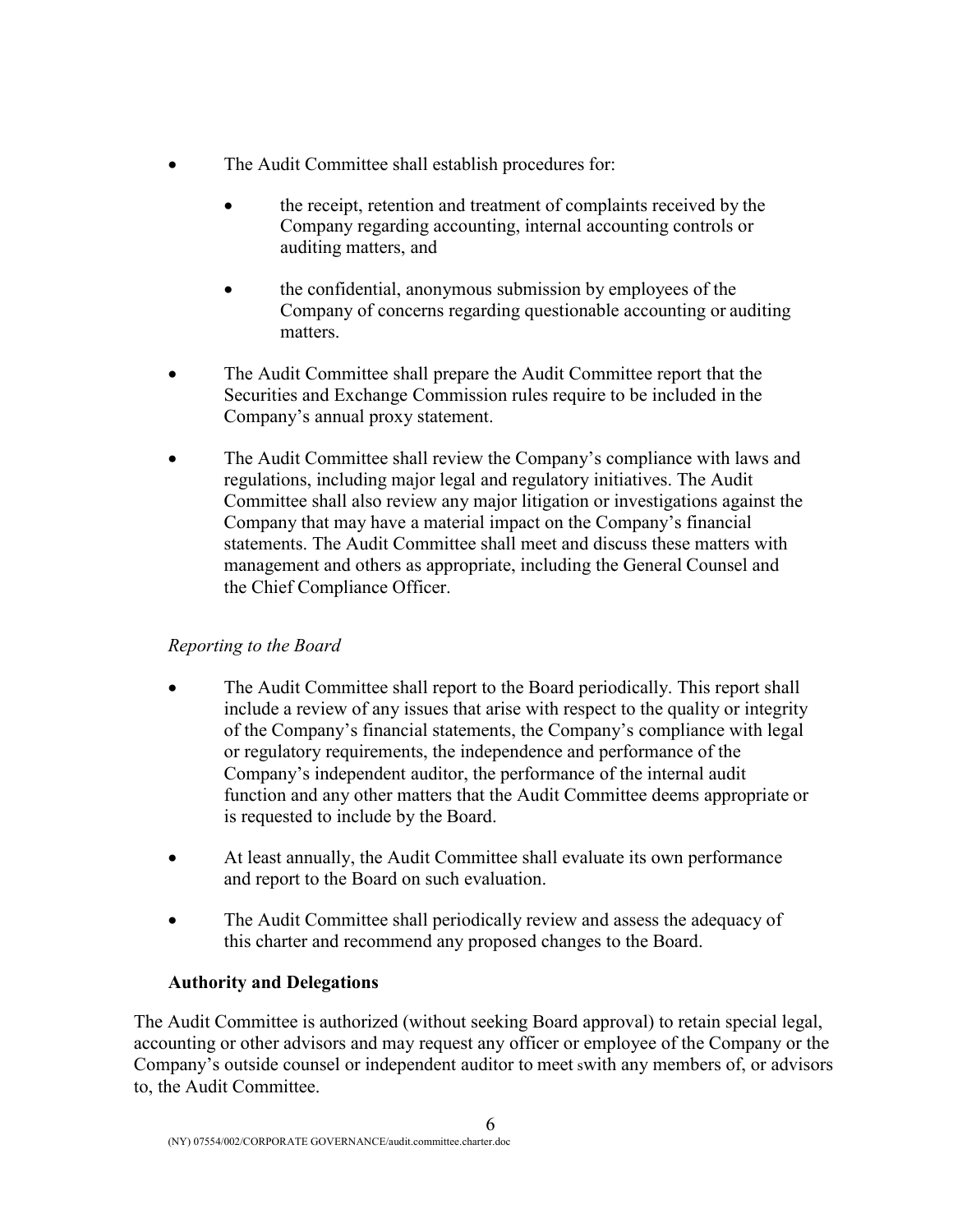- The Audit Committee shall establish procedures for:

  - the receipt, retention and treatment of complaints received by the Company regarding accounting, internal accounting controls or auditing matters, and

  - the confidential, anonymous submission by employees of the Company of concerns regarding questionable accounting or auditing matters.

- The Audit Committee shall prepare the Audit Committee report that the Securities and Exchange Commission rules require to be included in the Company's annual proxy statement.

- The Audit Committee shall review the Company's compliance with laws and regulations, including major legal and regulatory initiatives. The Audit Committee shall also review any major litigation or investigations against the Company that may have a material impact on the Company's financial statements. The Audit Committee shall meet and discuss these matters with management and others as appropriate, including the General Counsel and the Chief Compliance Officer.

*Reporting to the Board*

- The Audit Committee shall report to the Board periodically. This report shall include a review of any issues that arise with respect to the quality or integrity of the Company's financial statements, the Company's compliance with legal or regulatory requirements, the independence and performance of the Company's independent auditor, the performance of the internal audit function and any other matters that the Audit Committee deems appropriate or is requested to include by the Board.

- At least annually, the Audit Committee shall evaluate its own performance and report to the Board on such evaluation.

- The Audit Committee shall periodically review and assess the adequacy of this charter and recommend any proposed changes to the Board.

**Authority and Delegations**

The Audit Committee is authorized (without seeking Board approval) to retain special legal, accounting or other advisors and may request any officer or employee of the Company or the Company's outside counsel or independent auditor to meet swith any members of, or advisors to, the Audit Committee.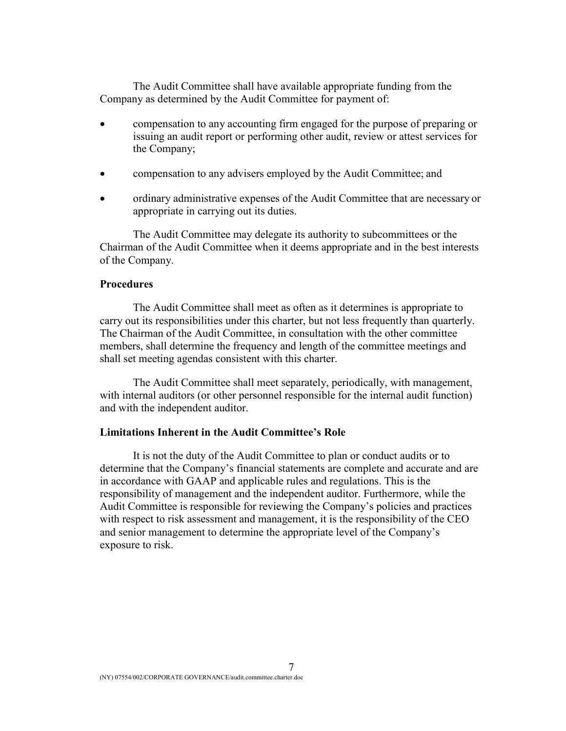The Audit Committee shall have available appropriate funding from the Company as determined by the Audit Committee for payment of:

- compensation to any accounting firm engaged for the purpose of preparing or issuing an audit report or performing other audit, review or attest services for the Company;
- compensation to any advisers employed by the Audit Committee; and
- ordinary administrative expenses of the Audit Committee that are necessary or appropriate in carrying out its duties.

The Audit Committee may delegate its authority to subcommittees or the Chairman of the Audit Committee when it deems appropriate and in the best interests of the Company.

**Procedures**

The Audit Committee shall meet as often as it determines is appropriate to carry out its responsibilities under this charter, but not less frequently than quarterly. The Chairman of the Audit Committee, in consultation with the other committee members, shall determine the frequency and length of the committee meetings and shall set meeting agendas consistent with this charter.

The Audit Committee shall meet separately, periodically, with management, with internal auditors (or other personnel responsible for the internal audit function) and with the independent auditor.

**Limitations Inherent in the Audit Committee's Role**

It is not the duty of the Audit Committee to plan or conduct audits or to determine that the Company's financial statements are complete and accurate and are in accordance with GAAP and applicable rules and regulations. This is the responsibility of management and the independent auditor. Furthermore, while the Audit Committee is responsible for reviewing the Company's policies and practices with respect to risk assessment and management, it is the responsibility of the CEO and senior management to determine the appropriate level of the Company's exposure to risk.